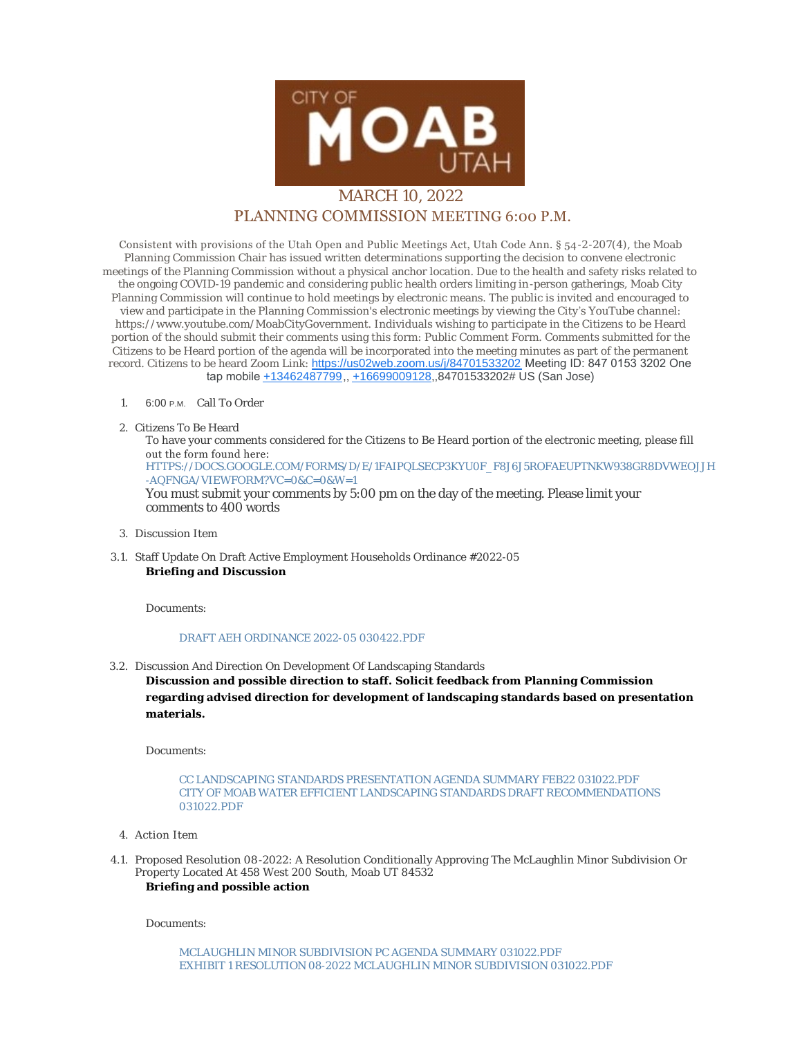CITY OF MOAB UTAH

# MARCH 10, 2022
## PLANNING COMMISSION MEETING 6:00 P.M.

Consistent with provisions of the Utah Open and Public Meetings Act, Utah Code Ann. § 54-2-207(4), the Moab Planning Commission Chair has issued written determinations supporting the decision to convene electronic meetings of the Planning Commission without a physical anchor location. Due to the health and safety risks related to the ongoing COVID-19 pandemic and considering public health orders limiting in-person gatherings, Moab City Planning Commission will continue to hold meetings by electronic means. The public is invited and encouraged to view and participate in the Planning Commission's electronic meetings by viewing the City's YouTube channel: https://www.youtube.com/MoabCityGovernment. Individuals wishing to participate in the Citizens to be Heard portion of the should submit their comments using this form: Public Comment Form. Comments submitted for the Citizens to be Heard portion of the agenda will be incorporated into the meeting minutes as part of the permanent record. Citizens to be heard Zoom Link: https://us02web.zoom.us/j/84701533202 Meeting ID: 847 0153 3202 One tap mobile +13462487799,, +16699009128,,84701533202# US (San Jose)

1. 6:00 P.M. Call To Order

2. Citizens To Be Heard

   To have your comments considered for the Citizens to Be Heard portion of the electronic meeting, please fill out the form found here: HTTPS://DOCS.GOOGLE.COM/FORMS/D/E/1FAIPQLSECP3KYU0F_F8J6J5ROFAEUPTNKW938GR8DVWEOJJH-AQFNGA/VIEWFORM?VC=0&C=0&W=1

   You must submit your comments by 5:00 pm on the day of the meeting. Please limit your comments to 400 words

3. Discussion Item

3.1. Staff Update On Draft Active Employment Households Ordinance #2022-05

   **Briefing and Discussion**

   Documents:

   DRAFT AEH ORDINANCE 2022-05 030422.PDF

3.2. Discussion And Direction On Development Of Landscaping Standards

   **Discussion and possible direction to staff. Solicit feedback from Planning Commission regarding advised direction for development of landscaping standards based on presentation materials.**

   Documents:

   CC LANDSCAPING STANDARDS PRESENTATION AGENDA SUMMARY FEB22 031022.PDF
   CITY OF MOAB WATER EFFICIENT LANDSCAPING STANDARDS DRAFT RECOMMENDATIONS 031022.PDF

4. Action Item

4.1. Proposed Resolution 08-2022: A Resolution Conditionally Approving The McLaughlin Minor Subdivision Or Property Located At 458 West 200 South, Moab UT 84532

   **Briefing and possible action**

   Documents:

   MCLAUGHLIN MINOR SUBDIVISION PC AGENDA SUMMARY 031022.PDF
   EXHIBIT 1 RESOLUTION 08-2022 MCLAUGHLIN MINOR SUBDIVISION 031022.PDF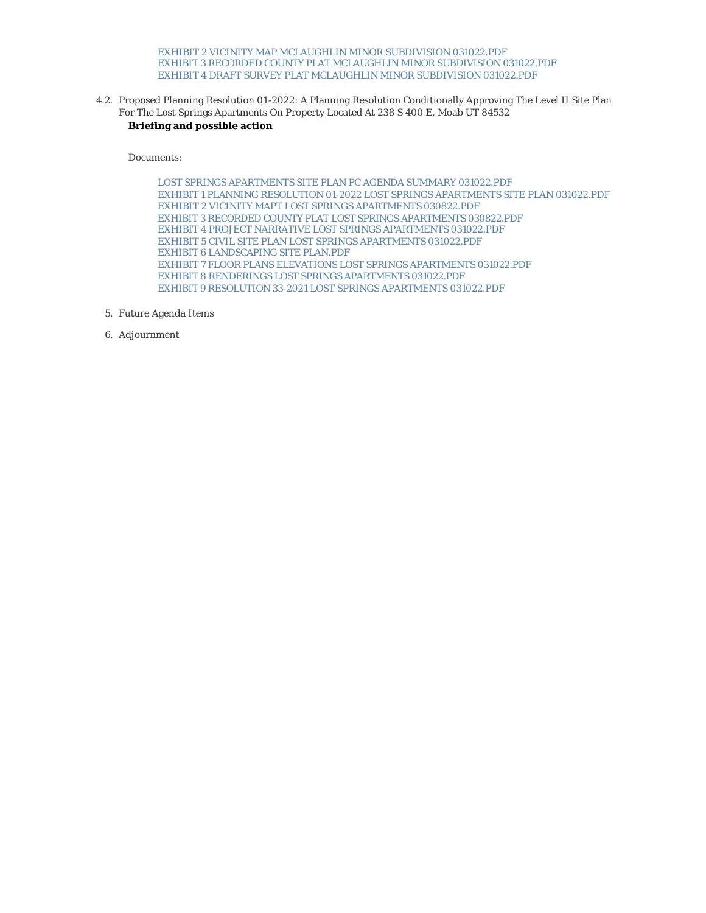EXHIBIT 2 VICINITY MAP MCLAUGHLIN MINOR SUBDIVISION 031022.PDF
EXHIBIT 3 RECORDED COUNTY PLAT MCLAUGHLIN MINOR SUBDIVISION 031022.PDF
EXHIBIT 4 DRAFT SURVEY PLAT MCLAUGHLIN MINOR SUBDIVISION 031022.PDF

4.2. Proposed Planning Resolution 01-2022: A Planning Resolution Conditionally Approving The Level II Site Plan For The Lost Springs Apartments On Property Located At 238 S 400 E, Moab UT 84532

**Briefing and possible action**

Documents:

LOST SPRINGS APARTMENTS SITE PLAN PC AGENDA SUMMARY 031022.PDF
EXHIBIT 1 PLANNING RESOLUTION 01-2022 LOST SPRINGS APARTMENTS SITE PLAN 031022.PDF
EXHIBIT 2 VICINITY MAPT LOST SPRINGS APARTMENTS 030822.PDF
EXHIBIT 3 RECORDED COUNTY PLAT LOST SPRINGS APARTMENTS 030822.PDF
EXHIBIT 4 PROJECT NARRATIVE LOST SPRINGS APARTMENTS 031022.PDF
EXHIBIT 5 CIVIL SITE PLAN LOST SPRINGS APARTMENTS 031022.PDF
EXHIBIT 6 LANDSCAPING SITE PLAN.PDF
EXHIBIT 7 FLOOR PLANS ELEVATIONS LOST SPRINGS APARTMENTS 031022.PDF
EXHIBIT 8 RENDERINGS LOST SPRINGS APARTMENTS 031022.PDF
EXHIBIT 9 RESOLUTION 33-2021 LOST SPRINGS APARTMENTS 031022.PDF

5. Future Agenda Items

6. Adjournment